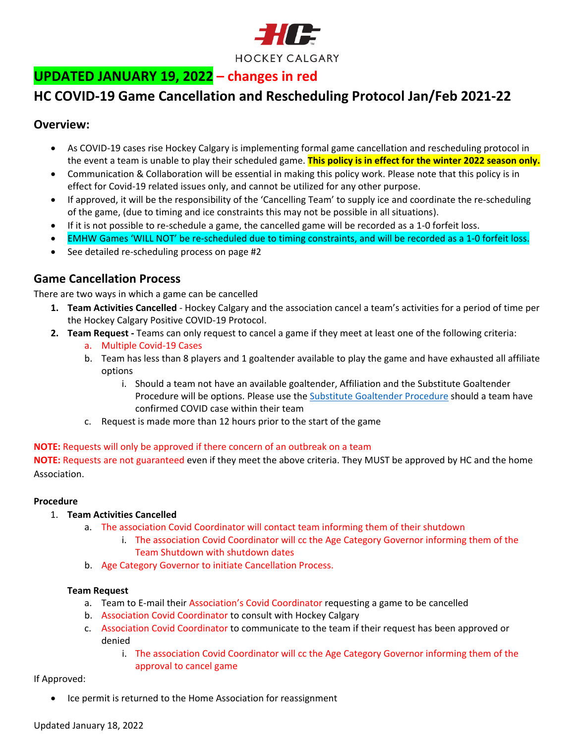HOCKEY CALGARY

## UPDATED JANUARY 19, 2022 – changes in red

# HC COVID-19 Game Cancellation and Rescheduling Protocol Jan/Feb 2021-22

## Overview:

- As COVID-19 cases rise Hockey Calgary is implementing formal game cancellation and rescheduling protocol in the event a team is unable to play their scheduled game. **This policy is in effect for the winter 2022 season only.**
- Communication & Collaboration will be essential in making this policy work. Please note that this policy is in effect for Covid-19 related issues only, and cannot be utilized for any other purpose.
- If approved, it will be the responsibility of the 'Cancelling Team' to supply ice and coordinate the re-scheduling of the game, (due to timing and ice constraints this may not be possible in all situations).
- If it is not possible to re-schedule a game, the cancelled game will be recorded as a 1-0 forfeit loss.
- EMHW Games 'WILL NOT' be re-scheduled due to timing constraints, and will be recorded as a 1-0 forfeit loss.
- See detailed re-scheduling process on page #2

## Game Cancellation Process

There are two ways in which a game can be cancelled

1. **Team Activities Cancelled** - Hockey Calgary and the association cancel a team's activities for a period of time per the Hockey Calgary Positive COVID-19 Protocol.
2. **Team Request -** Teams can only request to cancel a game if they meet at least one of the following criteria:
   a. Multiple Covid-19 Cases
   b. Team has less than 8 players and 1 goaltender available to play the game and have exhausted all affiliate options
      i. Should a team not have an available goaltender, Affiliation and the Substitute Goaltender Procedure will be options. Please use the Substitute Goaltender Procedure should a team have confirmed COVID case within their team
   c. Request is made more than 12 hours prior to the start of the game

**NOTE:** Requests will only be approved if there concern of an outbreak on a team

**NOTE:** Requests are not guaranteed even if they meet the above criteria. They MUST be approved by HC and the home Association.

**Procedure**

1. **Team Activities Cancelled**
   a. The association Covid Coordinator will contact team informing them of their shutdown
      i. The association Covid Coordinator will cc the Age Category Governor informing them of the Team Shutdown with shutdown dates
   b. Age Category Governor to initiate Cancellation Process.

**Team Request**

a. Team to E-mail their Association's Covid Coordinator requesting a game to be cancelled
b. Association Covid Coordinator to consult with Hockey Calgary
c. Association Covid Coordinator to communicate to the team if their request has been approved or denied
   i. The association Covid Coordinator will cc the Age Category Governor informing them of the approval to cancel game

If Approved:

- Ice permit is returned to the Home Association for reassignment

Updated January 18, 2022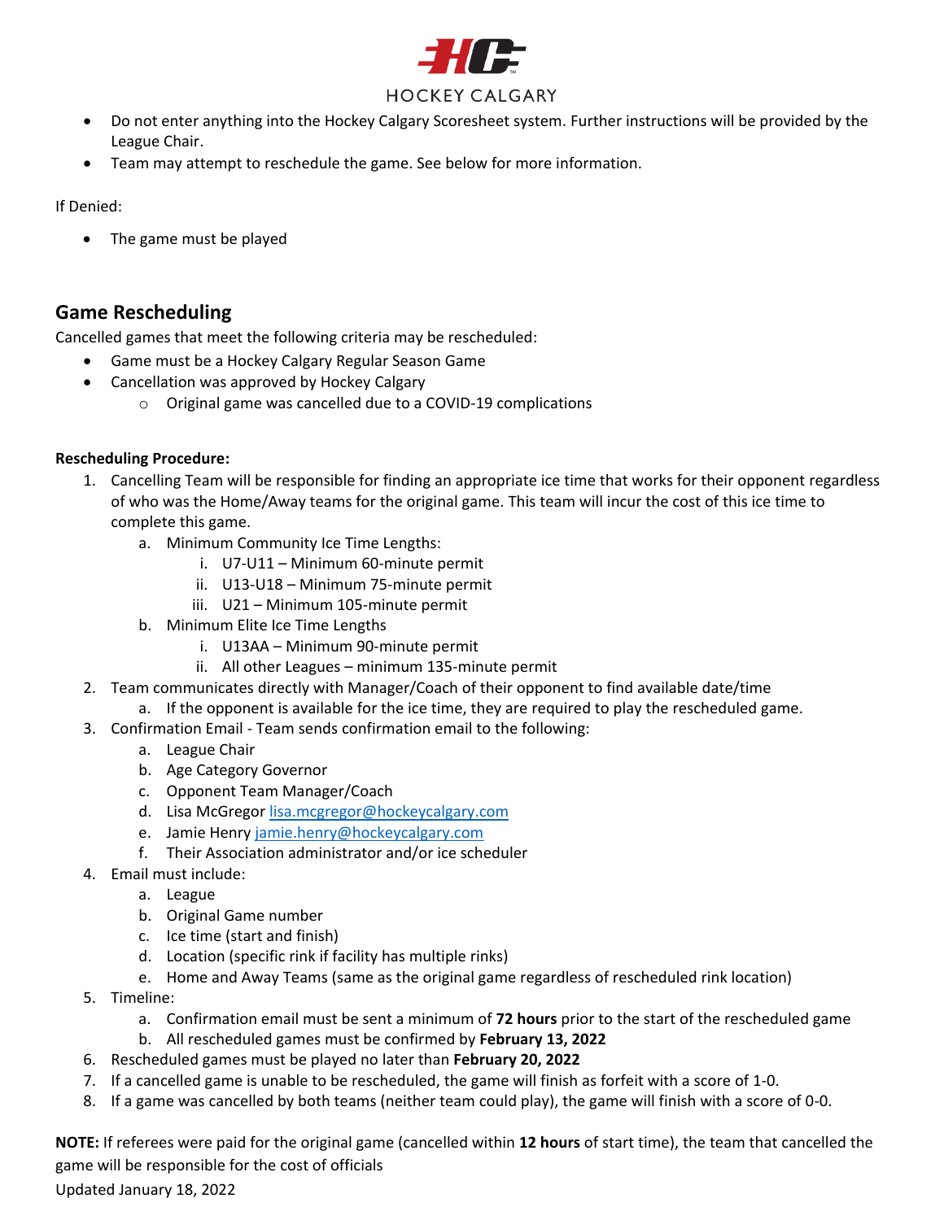- Do not enter anything into the Hockey Calgary Scoresheet system. Further instructions will be provided by the League Chair.
- Team may attempt to reschedule the game. See below for more information.

If Denied:

- The game must be played

## Game Rescheduling

Cancelled games that meet the following criteria may be rescheduled:

- Game must be a Hockey Calgary Regular Season Game
- Cancellation was approved by Hockey Calgary
  - Original game was cancelled due to a COVID-19 complications

**Rescheduling Procedure:**

1. Cancelling Team will be responsible for finding an appropriate ice time that works for their opponent regardless of who was the Home/Away teams for the original game. This team will incur the cost of this ice time to complete this game.
   a. Minimum Community Ice Time Lengths:
      i. U7-U11 – Minimum 60-minute permit
      ii. U13-U18 – Minimum 75-minute permit
      iii. U21 – Minimum 105-minute permit
   b. Minimum Elite Ice Time Lengths
      i. U13AA – Minimum 90-minute permit
      ii. All other Leagues – minimum 135-minute permit
2. Team communicates directly with Manager/Coach of their opponent to find available date/time
   a. If the opponent is available for the ice time, they are required to play the rescheduled game.
3. Confirmation Email - Team sends confirmation email to the following:
   a. League Chair
   b. Age Category Governor
   c. Opponent Team Manager/Coach
   d. Lisa McGregor lisa.mcgregor@hockeycalgary.com
   e. Jamie Henry jamie.henry@hockeycalgary.com
   f. Their Association administrator and/or ice scheduler
4. Email must include:
   a. League
   b. Original Game number
   c. Ice time (start and finish)
   d. Location (specific rink if facility has multiple rinks)
   e. Home and Away Teams (same as the original game regardless of rescheduled rink location)
5. Timeline:
   a. Confirmation email must be sent a minimum of **72 hours** prior to the start of the rescheduled game
   b. All rescheduled games must be confirmed by **February 13, 2022**
6. Rescheduled games must be played no later than **February 20, 2022**
7. If a cancelled game is unable to be rescheduled, the game will finish as forfeit with a score of 1-0.
8. If a game was cancelled by both teams (neither team could play), the game will finish with a score of 0-0.

**NOTE:** If referees were paid for the original game (cancelled within **12 hours** of start time), the team that cancelled the game will be responsible for the cost of officials

Updated January 18, 2022